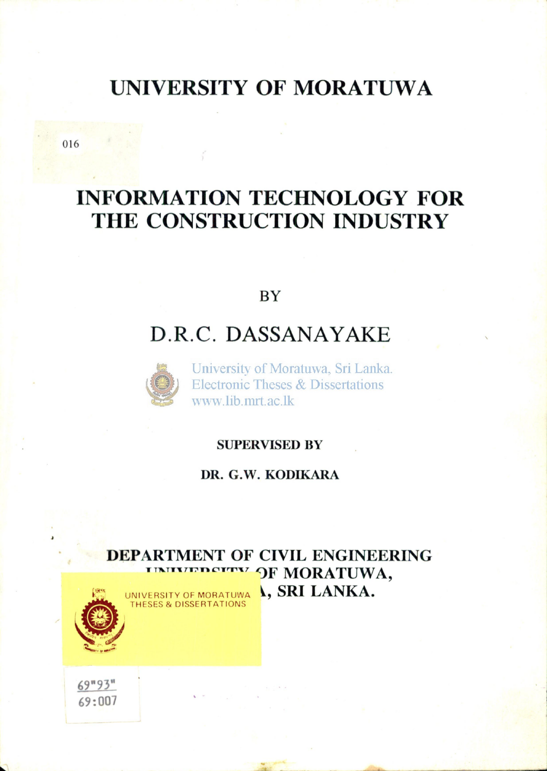# UNIVERSITY OF MORATUWA

016

# INFORMATION TECHNOLOGY FOR THE CONSTRUCTION INDUSTRY

BY

## D.R.C. DASSANAYAKE

University of Moratuwa, Sri Lanka.
Electronic Theses & Dissertations
www.lib.mrt.ac.lk

**SUPERVISED BY**

**DR. G.W. KODIKARA**

**DEPARTMENT OF CIVIL ENGINEERING**
**UNIVERSITY OF MORATUWA,**
**MORATUWA, SRI LANKA.**

UNIVERSITY OF MORATUWA
THESES & DISSERTATIONS

69"93"
69:007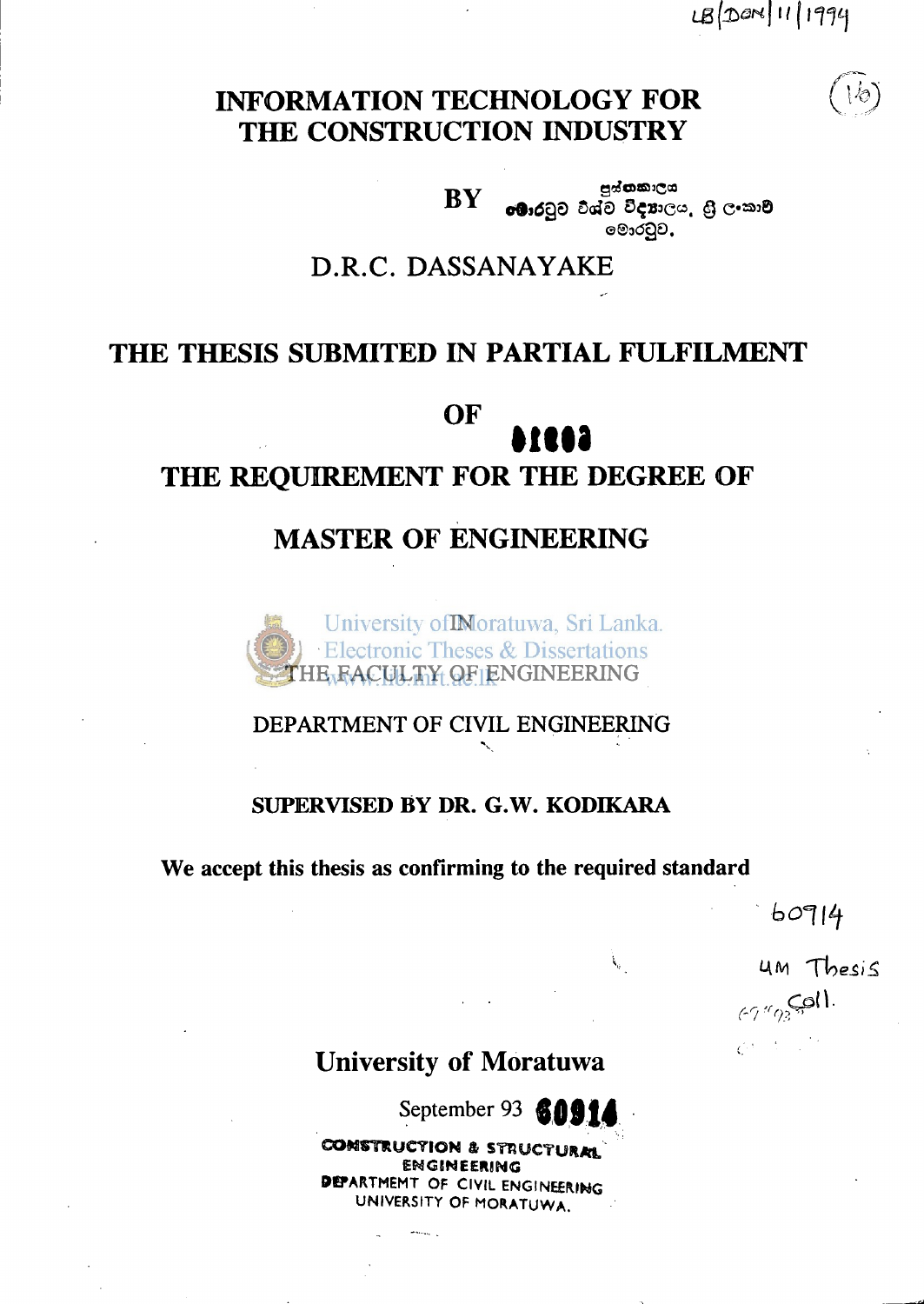LB/DON/11/1994

# INFORMATION TECHNOLOGY FOR THE CONSTRUCTION INDUSTRY

**BY**

පුස්තකාලය
මොරටුව විශ්ව විද්‍යාලය, ශ්‍රී ලංකාව
මොරටුව.

D.R.C. DASSANAYAKE

## THE THESIS SUBMITED IN PARTIAL FULFILMENT

## OF

## THE REQUIREMENT FOR THE DEGREE OF

## MASTER OF ENGINEERING

IN

THE FACULTY OF ENGINEERING

DEPARTMENT OF CIVIL ENGINEERING

**SUPERVISED BY DR. G.W. KODIKARA**

**We accept this thesis as confirming to the required standard**

60914

UM Thesis Coll.

## University of Moratuwa

September 93 **60914**

CONSTRUCTION & STRUCTURAL ENGINEERING
DEPARTMENT OF CIVIL ENGINEERING
UNIVERSITY OF MORATUWA.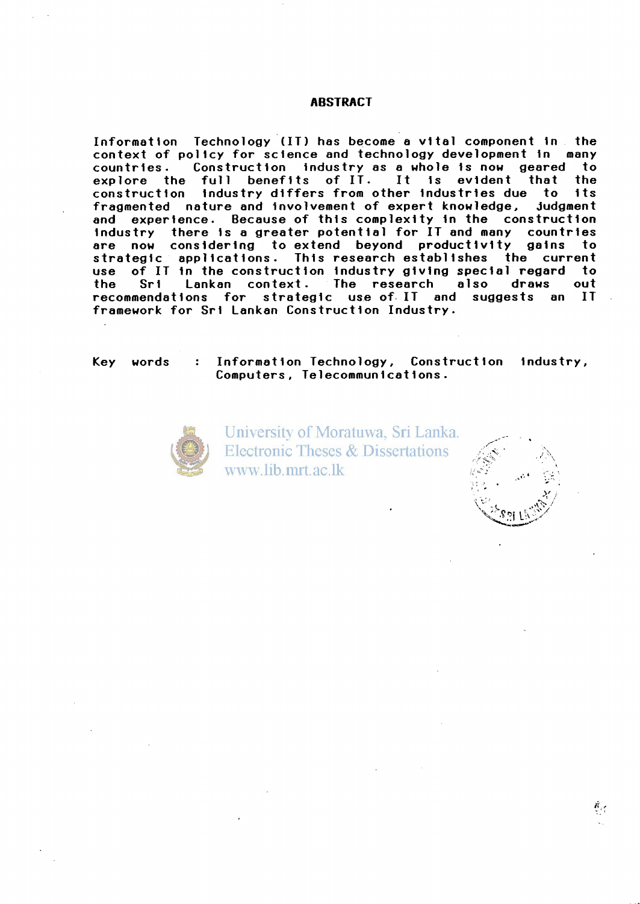## ABSTRACT

Information Technology (IT) has become a vital component in the context of policy for science and technology development in many countries. Construction industry as a whole is now geared to explore the full benefits of IT. It is evident that the construction industry differs from other industries due to its fragmented nature and involvement of expert knowledge, judgment and experience. Because of this complexity in the construction industry there is a greater potential for IT and many countries are now considering to extend beyond productivity gains to strategic applications. This research establishes the current use of IT in the construction industry giving special regard to the Sri Lankan context. The research also draws out recommendations for strategic use of IT and suggests an IT framework for Sri Lankan Construction Industry.

Key words : Information Technology, Construction industry, Computers, Telecommunications.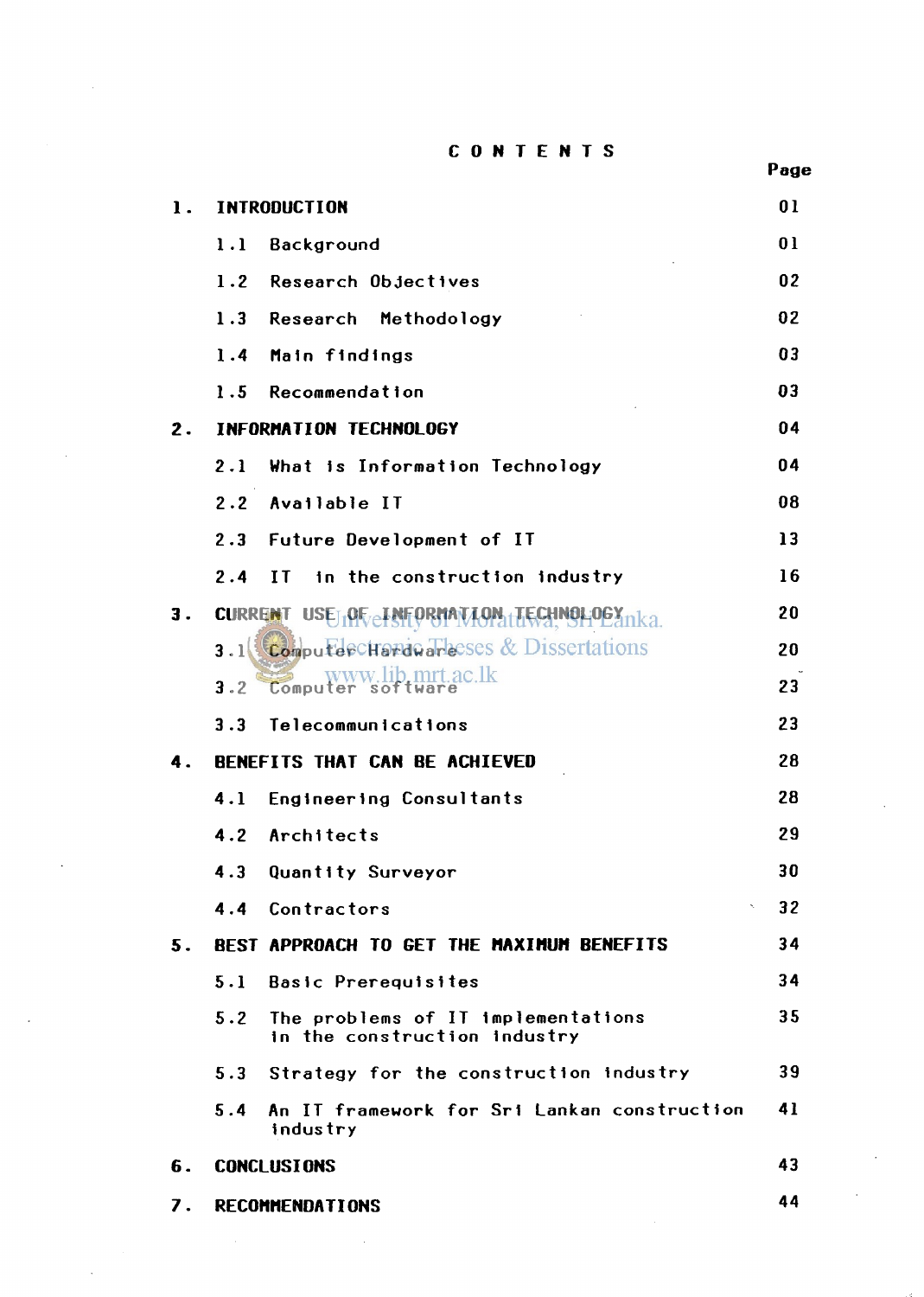# CONTENTS

| | | Page |
|---|---|---|
| **1.** | **INTRODUCTION** | 01 |
| | 1.1 Background | 01 |
| | 1.2 Research Objectives | 02 |
| | 1.3 Research Methodology | 02 |
| | 1.4 Main findings | 03 |
| | 1.5 Recommendation | 03 |
| **2.** | **INFORMATION TECHNOLOGY** | 04 |
| | 2.1 What is Information Technology | 04 |
| | 2.2 Available IT | 08 |
| | 2.3 Future Development of IT | 13 |
| | 2.4 IT in the construction industry | 16 |
| **3.** | **CURRENT USE OF INFORMATION TECHNOLOGY** | 20 |
| | 3.1 Computer Hardware | 20 |
| | 3.2 Computer software | 23 |
| | 3.3 Telecommunications | 23 |
| **4.** | **BENEFITS THAT CAN BE ACHIEVED** | 28 |
| | 4.1 Engineering Consultants | 28 |
| | 4.2 Architects | 29 |
| | 4.3 Quantity Surveyor | 30 |
| | 4.4 Contractors | 32 |
| **5.** | **BEST APPROACH TO GET THE MAXIMUM BENEFITS** | 34 |
| | 5.1 Basic Prerequisites | 34 |
| | 5.2 The problems of IT implementations in the construction industry | 35 |
| | 5.3 Strategy for the construction industry | 39 |
| | 5.4 An IT framework for Sri Lankan construction industry | 41 |
| **6.** | **CONCLUSIONS** | 43 |
| **7.** | **RECOMMENDATIONS** | 44 |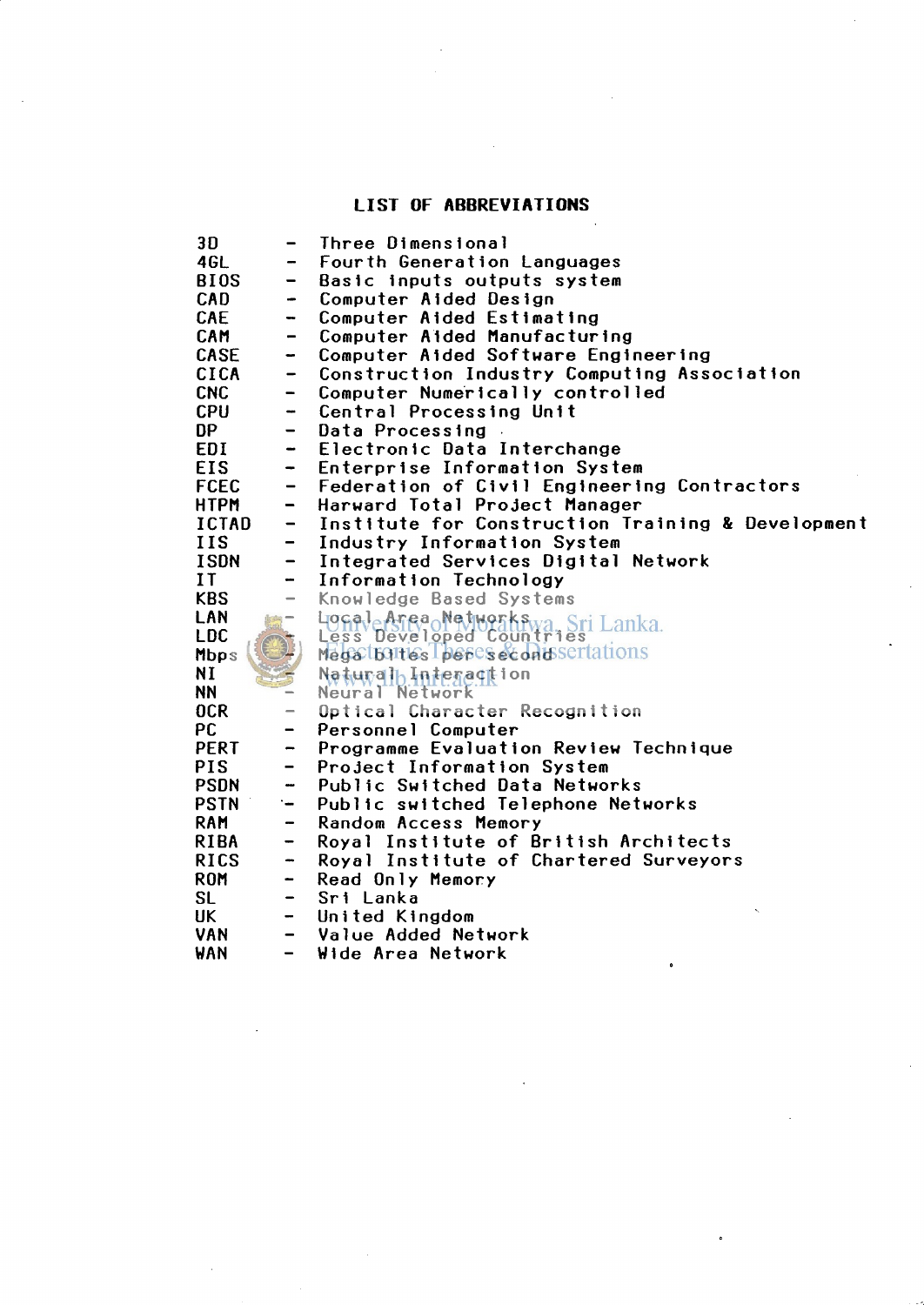# LIST OF ABBREVIATIONS

| | | |
|---|---|---|
| 3D | - | Three Dimensional |
| 4GL | - | Fourth Generation Languages |
| BIOS | - | Basic inputs outputs system |
| CAD | - | Computer Aided Design |
| CAE | - | Computer Aided Estimating |
| CAM | - | Computer Aided Manufacturing |
| CASE | - | Computer Aided Software Engineering |
| CICA | - | Construction Industry Computing Association |
| CNC | - | Computer Numerically controlled |
| CPU | - | Central Processing Unit |
| DP | - | Data Processing |
| EDI | - | Electronic Data Interchange |
| EIS | - | Enterprise Information System |
| FCEC | - | Federation of Civil Engineering Contractors |
| HTPM | - | Harward Total Project Manager |
| ICTAD | - | Institute for Construction Training & Development |
| IIS | - | Industry Information System |
| ISDN | - | Integrated Services Digital Network |
| IT | - | Information Technology |
| KBS | - | Knowledge Based Systems |
| LAN | - | Local Area Networks |
| LDC | - | Less Developed Countries |
| Mbps | - | Mega bites per second |
| NI | - | Natural Interaction |
| NN | - | Neural Network |
| OCR | - | Optical Character Recognition |
| PC | - | Personnel Computer |
| PERT | - | Programme Evaluation Review Technique |
| PIS | - | Project Information System |
| PSDN | - | Public Switched Data Networks |
| PSTN | - | Public switched Telephone Networks |
| RAM | - | Random Access Memory |
| RIBA | - | Royal Institute of British Architects |
| RICS | - | Royal Institute of Chartered Surveyors |
| ROM | - | Read Only Memory |
| SL | - | Sri Lanka |
| UK | - | United Kingdom |
| VAN | - | Value Added Network |
| WAN | - | Wide Area Network |